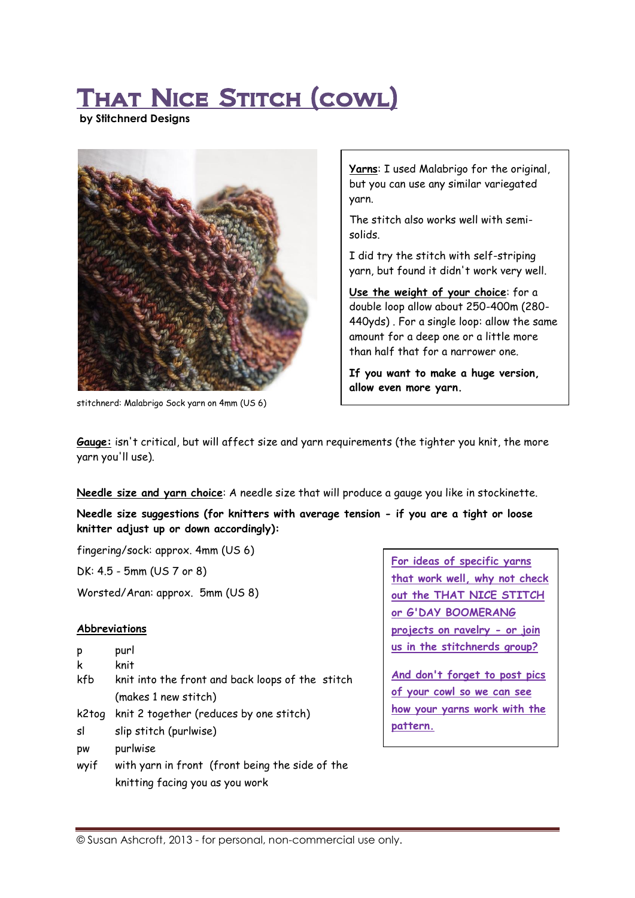# That Nice Stitch (cowl)

**by Stitchnerd Designs**

stitchnerd: Malabrigo Sock yarn on 4mm (US 6)

**Yarns**: I used Malabrigo for the original, but you can use any similar variegated yarn.

The stitch also works well with semi-solids.

I did try the stitch with self-striping yarn, but found it didn't work very well.

**Use the weight of your choice**: for a double loop allow about 250-400m (280-440yds) . For a single loop: allow the same amount for a deep one or a little more than half that for a narrower one.

**If you want to make a huge version, allow even more yarn.**

**Gauge:** isn't critical, but will affect size and yarn requirements (the tighter you knit, the more yarn you'll use).

**Needle size and yarn choice**: A needle size that will produce a gauge you like in stockinette.

**Needle size suggestions (for knitters with average tension - if you are a tight or loose knitter adjust up or down accordingly):**

fingering/sock: approx. 4mm (US 6)

DK: 4.5 - 5mm (US 7 or 8)

Worsted/Aran: approx. 5mm (US 8)

For ideas of specific yarns that work well, why not check out the THAT NICE STITCH or G'DAY BOOMERANG projects on ravelry - or join us in the stitchnerds group?

And don't forget to post pics of your cowl so we can see how your yarns work with the pattern.

## Abbreviations

| | |
|---|---|
| p | purl |
| k | knit |
| kfb | knit into the front and back loops of the stitch (makes 1 new stitch) |
| k2tog | knit 2 together (reduces by one stitch) |
| sl | slip stitch (purlwise) |
| pw | purlwise |
| wyif | with yarn in front (front being the side of the knitting facing you as you work |

© Susan Ashcroft, 2013 - for personal, non-commercial use only.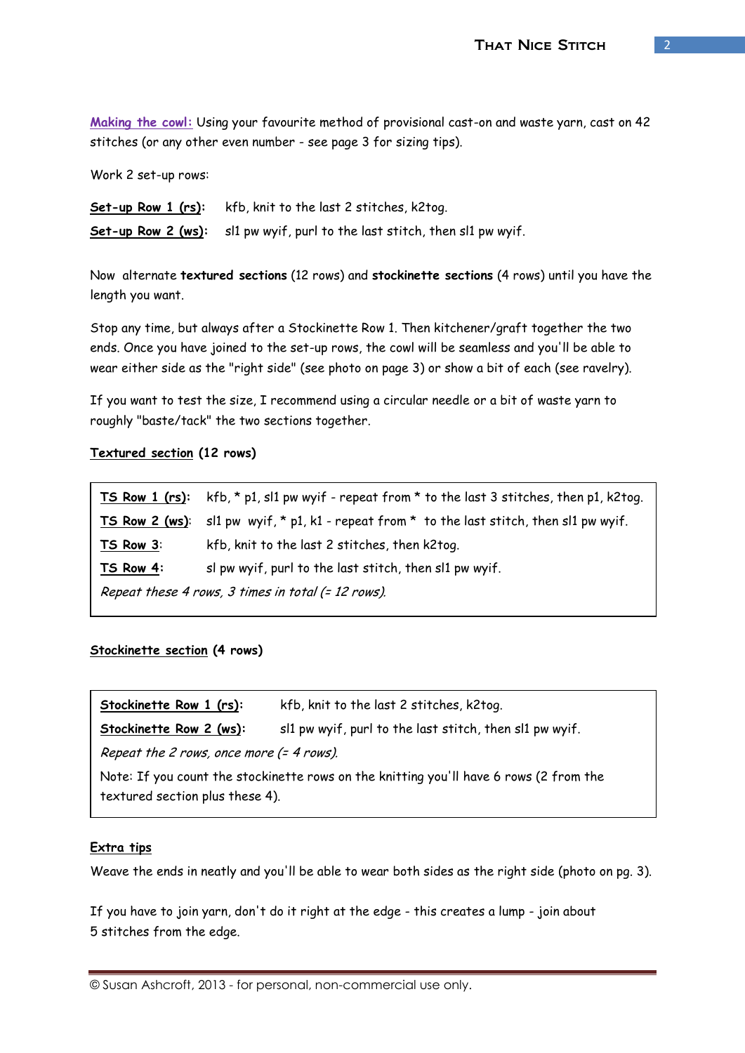**Making the cowl:** Using your favourite method of provisional cast-on and waste yarn, cast on 42 stitches (or any other even number - see page 3 for sizing tips).

Work 2 set-up rows:

**Set-up Row 1 (rs):** kfb, knit to the last 2 stitches, k2tog.

**Set-up Row 2 (ws):** sl1 pw wyif, purl to the last stitch, then sl1 pw wyif.

Now alternate **textured sections** (12 rows) and **stockinette sections** (4 rows) until you have the length you want.

Stop any time, but always after a Stockinette Row 1. Then kitchener/graft together the two ends. Once you have joined to the set-up rows, the cowl will be seamless and you'll be able to wear either side as the "right side" (see photo on page 3) or show a bit of each (see ravelry).

If you want to test the size, I recommend using a circular needle or a bit of waste yarn to roughly "baste/tack" the two sections together.

### Textured section (12 rows)

**TS Row 1 (rs):** kfb, * p1, sl1 pw wyif - repeat from * to the last 3 stitches, then p1, k2tog.

**TS Row 2 (ws):** sl1 pw wyif, * p1, k1 - repeat from * to the last stitch, then sl1 pw wyif.

**TS Row 3:** kfb, knit to the last 2 stitches, then k2tog.

**TS Row 4:** sl pw wyif, purl to the last stitch, then sl1 pw wyif.

*Repeat these 4 rows, 3 times in total (= 12 rows).*

### Stockinette section (4 rows)

**Stockinette Row 1 (rs):** kfb, knit to the last 2 stitches, k2tog.

**Stockinette Row 2 (ws):** sl1 pw wyif, purl to the last stitch, then sl1 pw wyif.

*Repeat the 2 rows, once more (= 4 rows).*

Note: If you count the stockinette rows on the knitting you'll have 6 rows (2 from the textured section plus these 4).

### Extra tips

Weave the ends in neatly and you'll be able to wear both sides as the right side (photo on pg. 3).

If you have to join yarn, don't do it right at the edge - this creates a lump - join about 5 stitches from the edge.

© Susan Ashcroft, 2013 - for personal, non-commercial use only.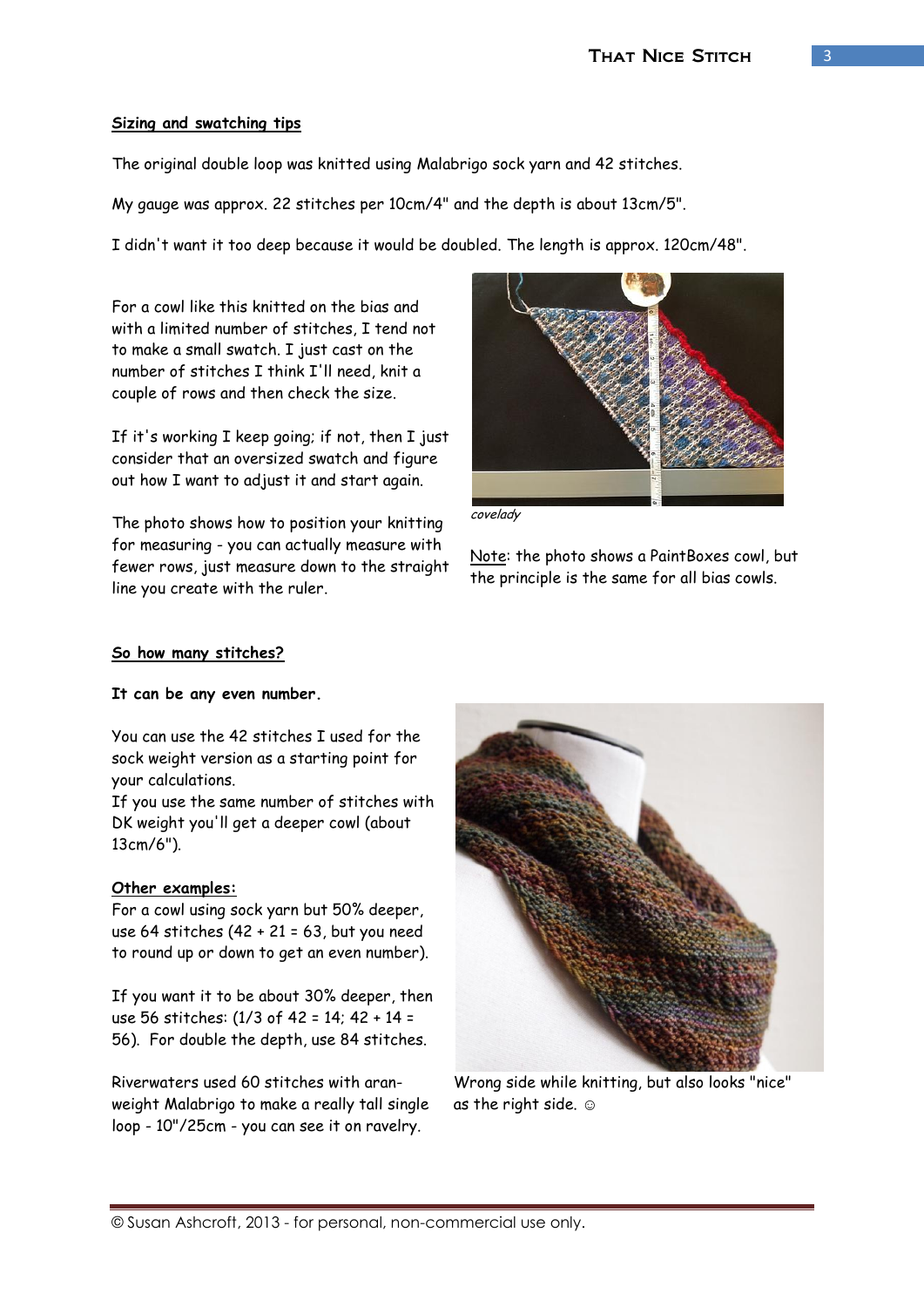**Sizing and swatching tips**

The original double loop was knitted using Malabrigo sock yarn and 42 stitches.

My gauge was approx. 22 stitches per 10cm/4" and the depth is about 13cm/5".

I didn't want it too deep because it would be doubled. The length is approx. 120cm/48".

For a cowl like this knitted on the bias and with a limited number of stitches, I tend not to make a small swatch. I just cast on the number of stitches I think I'll need, knit a couple of rows and then check the size.

If it's working I keep going; if not, then I just consider that an oversized swatch and figure out how I want to adjust it and start again.

The photo shows how to position your knitting for measuring - you can actually measure with fewer rows, just measure down to the straight line you create with the ruler.

*covelady*

Note: the photo shows a PaintBoxes cowl, but the principle is the same for all bias cowls.

**So how many stitches?**

**It can be any even number.**

You can use the 42 stitches I used for the sock weight version as a starting point for your calculations.
If you use the same number of stitches with DK weight you'll get a deeper cowl (about 13cm/6").

**Other examples:**
For a cowl using sock yarn but 50% deeper, use 64 stitches (42 + 21 = 63, but you need to round up or down to get an even number).

If you want it to be about 30% deeper, then use 56 stitches: (1/3 of 42 = 14; 42 + 14 = 56). For double the depth, use 84 stitches.

Riverwaters used 60 stitches with aran-weight Malabrigo to make a really tall single loop - 10"/25cm - you can see it on ravelry.

Wrong side while knitting, but also looks "nice" as the right side. ☺

© Susan Ashcroft, 2013 - for personal, non-commercial use only.